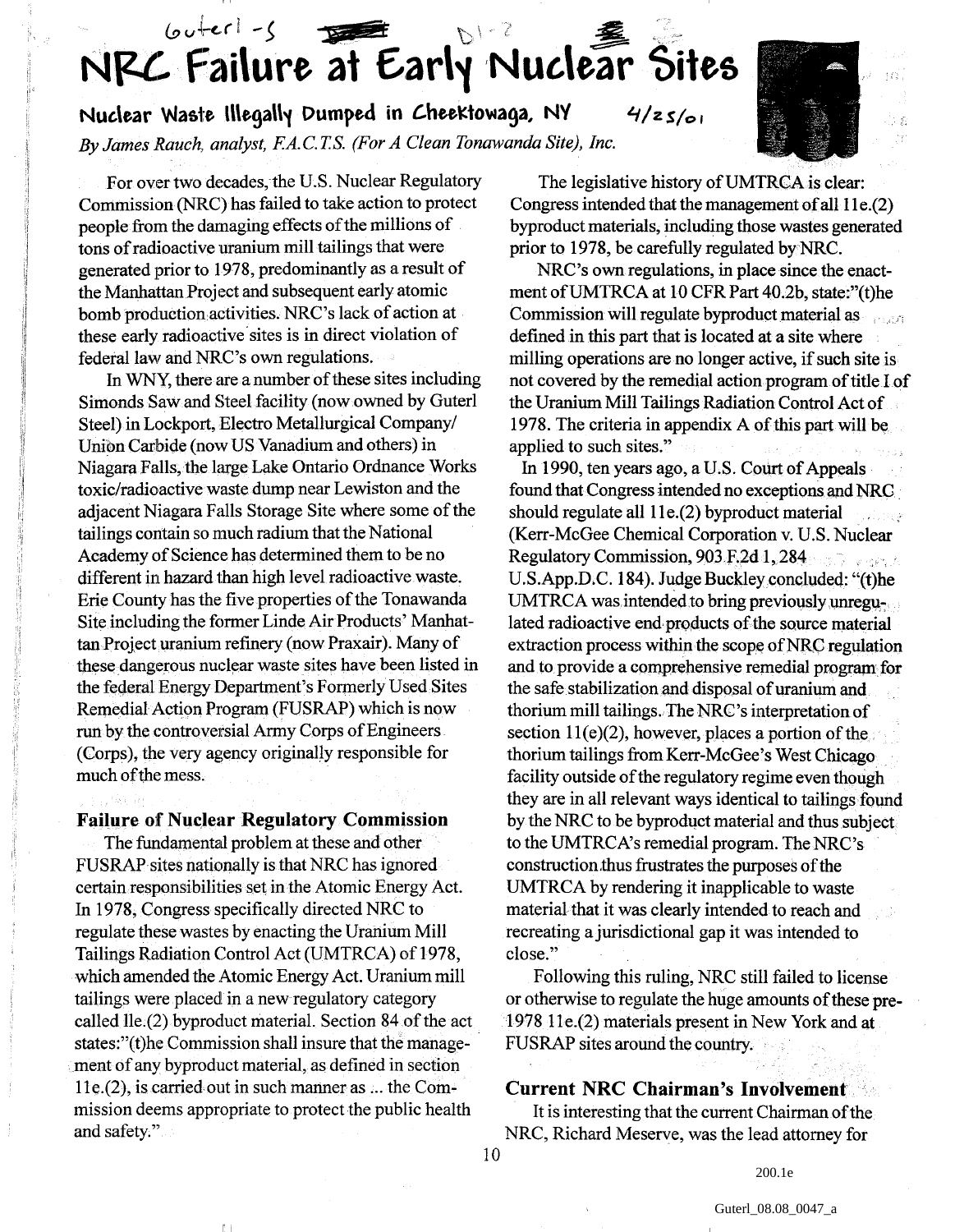Guterl -5 D1-2

# NRC Failure at Early Nuclear Sites

## Nuclear Waste Illegally Dumped in Cheektowaga, NY 4/25/01

*By James Rauch, analyst, F.A.C.T.S. (For A Clean Tonawanda Site), Inc.*

For over two decades, the U.S. Nuclear Regulatory Commission (NRC) has failed to take action to protect people from the damaging effects of the millions of tons of radioactive uranium mill tailings that were generated prior to 1978, predominantly as a result of the Manhattan Project and subsequent early atomic bomb production activities. NRC's lack of action at these early radioactive sites is in direct violation of federal law and NRC's own regulations.

In WNY, there are a number of these sites including Simonds Saw and Steel facility (now owned by Guterl Steel) in Lockport, Electro Metallurgical Company/ Union Carbide (now US Vanadium and others) in Niagara Falls, the large Lake Ontario Ordnance Works toxic/radioactive waste dump near Lewiston and the adjacent Niagara Falls Storage Site where some of the tailings contain so much radium that the National Academy of Science has determined them to be no different in hazard than high level radioactive waste. Erie County has the five properties of the Tonawanda Site including the former Linde Air Products' Manhattan Project uranium refinery (now Praxair). Many of these dangerous nuclear waste sites have been listed in the federal Energy Department's Formerly Used Sites Remedial Action Program (FUSRAP) which is now run by the controversial Army Corps of Engineers (Corps), the very agency originally responsible for much of the mess.

### Failure of Nuclear Regulatory Commission

The fundamental problem at these and other FUSRAP sites nationally is that NRC has ignored certain responsibilities set in the Atomic Energy Act. In 1978, Congress specifically directed NRC to regulate these wastes by enacting the Uranium Mill Tailings Radiation Control Act (UMTRCA) of 1978, which amended the Atomic Energy Act. Uranium mill tailings were placed in a new regulatory category called 11e.(2) byproduct material. Section 84 of the act states:"(t)he Commission shall insure that the management of any byproduct material, as defined in section 11e.(2), is carried out in such manner as ... the Commission deems appropriate to protect the public health and safety."

The legislative history of UMTRCA is clear: Congress intended that the management of all 11e.(2) byproduct materials, including those wastes generated prior to 1978, be carefully regulated by NRC.

NRC's own regulations, in place since the enactment of UMTRCA at 10 CFR Part 40.2b, state:"(t)he Commission will regulate byproduct material as defined in this part that is located at a site where milling operations are no longer active, if such site is not covered by the remedial action program of title I of the Uranium Mill Tailings Radiation Control Act of 1978. The criteria in appendix A of this part will be applied to such sites."

In 1990, ten years ago, a U.S. Court of Appeals found that Congress intended no exceptions and NRC should regulate all 11e.(2) byproduct material (Kerr-McGee Chemical Corporation v. U.S. Nuclear Regulatory Commission, 903 F.2d 1, 284 U.S.App.D.C. 184). Judge Buckley concluded: "(t)he UMTRCA was intended to bring previously unregulated radioactive end products of the source material extraction process within the scope of NRC regulation and to provide a comprehensive remedial program for the safe stabilization and disposal of uranium and thorium mill tailings. The NRC's interpretation of section 11(e)(2), however, places a portion of the thorium tailings from Kerr-McGee's West Chicago facility outside of the regulatory regime even though they are in all relevant ways identical to tailings found by the NRC to be byproduct material and thus subject to the UMTRCA's remedial program. The NRC's construction thus frustrates the purposes of the UMTRCA by rendering it inapplicable to waste material that it was clearly intended to reach and recreating a jurisdictional gap it was intended to close."

Following this ruling, NRC still failed to license or otherwise to regulate the huge amounts of these pre-1978 11e.(2) materials present in New York and at FUSRAP sites around the country.

### Current NRC Chairman's Involvement

It is interesting that the current Chairman of the NRC, Richard Meserve, was the lead attorney for

200.1e

Guterl_08.08_0047_a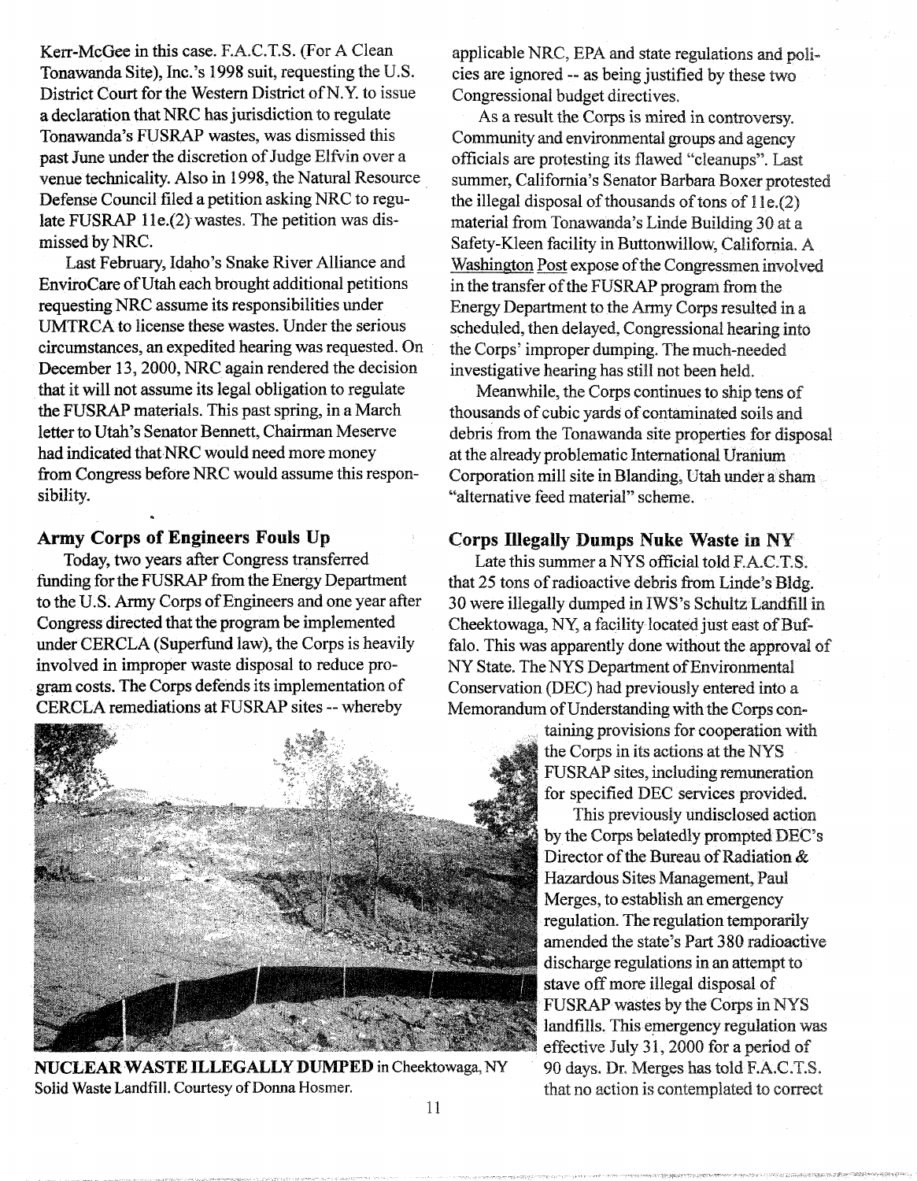Kerr-McGee in this case. F.A.C.T.S. (For A Clean Tonawanda Site), Inc.'s 1998 suit, requesting the U.S. District Court for the Western District of N.Y. to issue a declaration that NRC has jurisdiction to regulate Tonawanda's FUSRAP wastes, was dismissed this past June under the discretion of Judge Elfvin over a venue technicality. Also in 1998, the Natural Resource Defense Council filed a petition asking NRC to regulate FUSRAP 11e.(2) wastes. The petition was dismissed by NRC.

Last February, Idaho's Snake River Alliance and EnviroCare of Utah each brought additional petitions requesting NRC assume its responsibilities under UMTRCA to license these wastes. Under the serious circumstances, an expedited hearing was requested. On December 13, 2000, NRC again rendered the decision that it will not assume its legal obligation to regulate the FUSRAP materials. This past spring, in a March letter to Utah's Senator Bennett, Chairman Meserve had indicated that NRC would need more money from Congress before NRC would assume this responsibility.

### Army Corps of Engineers Fouls Up

Today, two years after Congress transferred funding for the FUSRAP from the Energy Department to the U.S. Army Corps of Engineers and one year after Congress directed that the program be implemented under CERCLA (Superfund law), the Corps is heavily involved in improper waste disposal to reduce program costs. The Corps defends its implementation of CERCLA remediations at FUSRAP sites -- whereby applicable NRC, EPA and state regulations and policies are ignored -- as being justified by these two Congressional budget directives.

As a result the Corps is mired in controversy. Community and environmental groups and agency officials are protesting its flawed "cleanups". Last summer, California's Senator Barbara Boxer protested the illegal disposal of thousands of tons of 11e.(2) material from Tonawanda's Linde Building 30 at a Safety-Kleen facility in Buttonwillow, California. A Washington Post expose of the Congressmen involved in the transfer of the FUSRAP program from the Energy Department to the Army Corps resulted in a scheduled, then delayed, Congressional hearing into the Corps' improper dumping. The much-needed investigative hearing has still not been held.

Meanwhile, the Corps continues to ship tens of thousands of cubic yards of contaminated soils and debris from the Tonawanda site properties for disposal at the already problematic International Uranium Corporation mill site in Blanding, Utah under a sham "alternative feed material" scheme.

**NUCLEAR WASTE ILLEGALLY DUMPED** in Cheektowaga, NY Solid Waste Landfill. Courtesy of Donna Hosmer.

### Corps Illegally Dumps Nuke Waste in NY

Late this summer a NYS official told F.A.C.T.S. that 25 tons of radioactive debris from Linde's Bldg. 30 were illegally dumped in IWS's Schultz Landfill in Cheektowaga, NY, a facility located just east of Buffalo. This was apparently done without the approval of NY State. The NYS Department of Environmental Conservation (DEC) had previously entered into a Memorandum of Understanding with the Corps containing provisions for cooperation with the Corps in its actions at the NYS FUSRAP sites, including remuneration for specified DEC services provided.

This previously undisclosed action by the Corps belatedly prompted DEC's Director of the Bureau of Radiation & Hazardous Sites Management, Paul Merges, to establish an emergency regulation. The regulation temporarily amended the state's Part 380 radioactive discharge regulations in an attempt to stave off more illegal disposal of FUSRAP wastes by the Corps in NYS landfills. This emergency regulation was effective July 31, 2000 for a period of 90 days. Dr. Merges has told F.A.C.T.S. that no action is contemplated to correct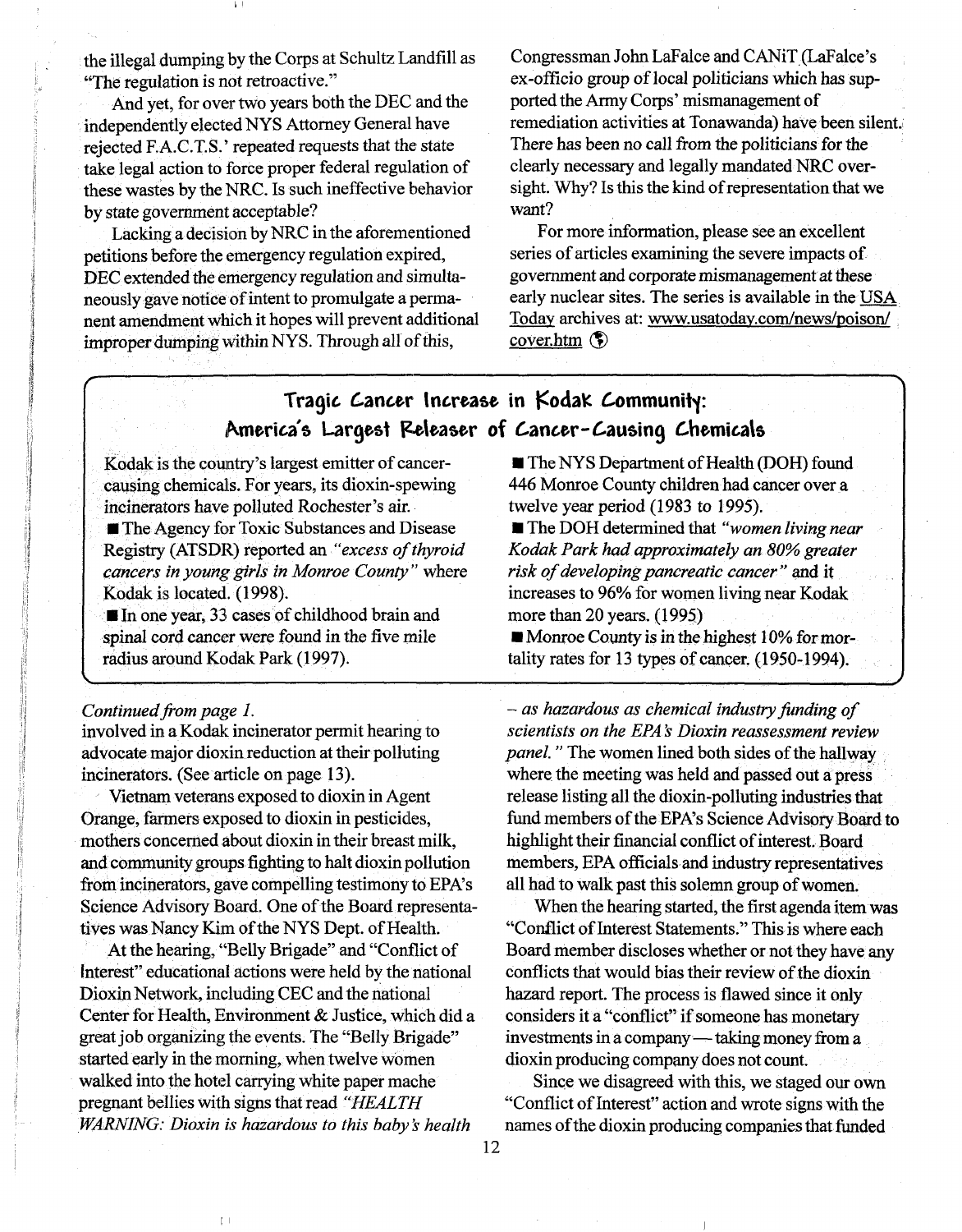the illegal dumping by the Corps at Schultz Landfill as "The regulation is not retroactive."

And yet, for over two years both the DEC and the independently elected NYS Attorney General have rejected F.A.C.T.S.' repeated requests that the state take legal action to force proper federal regulation of these wastes by the NRC. Is such ineffective behavior by state government acceptable?

Lacking a decision by NRC in the aforementioned petitions before the emergency regulation expired, DEC extended the emergency regulation and simultaneously gave notice of intent to promulgate a permanent amendment which it hopes will prevent additional improper dumping within NYS. Through all of this, Congressman John LaFalce and CANiT (LaFalce's ex-officio group of local politicians which has supported the Army Corps' mismanagement of remediation activities at Tonawanda) have been silent. There has been no call from the politicians for the clearly necessary and legally mandated NRC oversight. Why? Is this the kind of representation that we want?

For more information, please see an excellent series of articles examining the severe impacts of government and corporate mismanagement at these early nuclear sites. The series is available in the USA Today archives at: www.usatoday.com/news/poison/cover.htm

## Tragic Cancer Increase in Kodak Community: America's Largest Releaser of Cancer-Causing Chemicals

Kodak is the country's largest emitter of cancer-causing chemicals. For years, its dioxin-spewing incinerators have polluted Rochester's air.

- The Agency for Toxic Substances and Disease Registry (ATSDR) reported an *"excess of thyroid cancers in young girls in Monroe County"* where Kodak is located. (1998).
- In one year, 33 cases of childhood brain and spinal cord cancer were found in the five mile radius around Kodak Park (1997).
- The NYS Department of Health (DOH) found 446 Monroe County children had cancer over a twelve year period (1983 to 1995).
- The DOH determined that *"women living near Kodak Park had approximately an 80% greater risk of developing pancreatic cancer"* and it increases to 96% for women living near Kodak more than 20 years. (1995)
- Monroe County is in the highest 10% for mortality rates for 13 types of cancer. (1950-1994).

*Continued from page 1.*

involved in a Kodak incinerator permit hearing to advocate major dioxin reduction at their polluting incinerators. (See article on page 13).

Vietnam veterans exposed to dioxin in Agent Orange, farmers exposed to dioxin in pesticides, mothers concerned about dioxin in their breast milk, and community groups fighting to halt dioxin pollution from incinerators, gave compelling testimony to EPA's Science Advisory Board. One of the Board representatives was Nancy Kim of the NYS Dept. of Health.

At the hearing, "Belly Brigade" and "Conflict of Interest" educational actions were held by the national Dioxin Network, including CEC and the national Center for Health, Environment & Justice, which did a great job organizing the events. The "Belly Brigade" started early in the morning, when twelve women walked into the hotel carrying white paper mache pregnant bellies with signs that read *"HEALTH WARNING: Dioxin is hazardous to this baby's health – as hazardous as chemical industry funding of scientists on the EPA's Dioxin reassessment review panel."* The women lined both sides of the hallway where the meeting was held and passed out a press release listing all the dioxin-polluting industries that fund members of the EPA's Science Advisory Board to highlight their financial conflict of interest. Board members, EPA officials and industry representatives all had to walk past this solemn group of women.

When the hearing started, the first agenda item was "Conflict of Interest Statements." This is where each Board member discloses whether or not they have any conflicts that would bias their review of the dioxin hazard report. The process is flawed since it only considers it a "conflict" if someone has monetary investments in a company — taking money from a dioxin producing company does not count.

Since we disagreed with this, we staged our own "Conflict of Interest" action and wrote signs with the names of the dioxin producing companies that funded